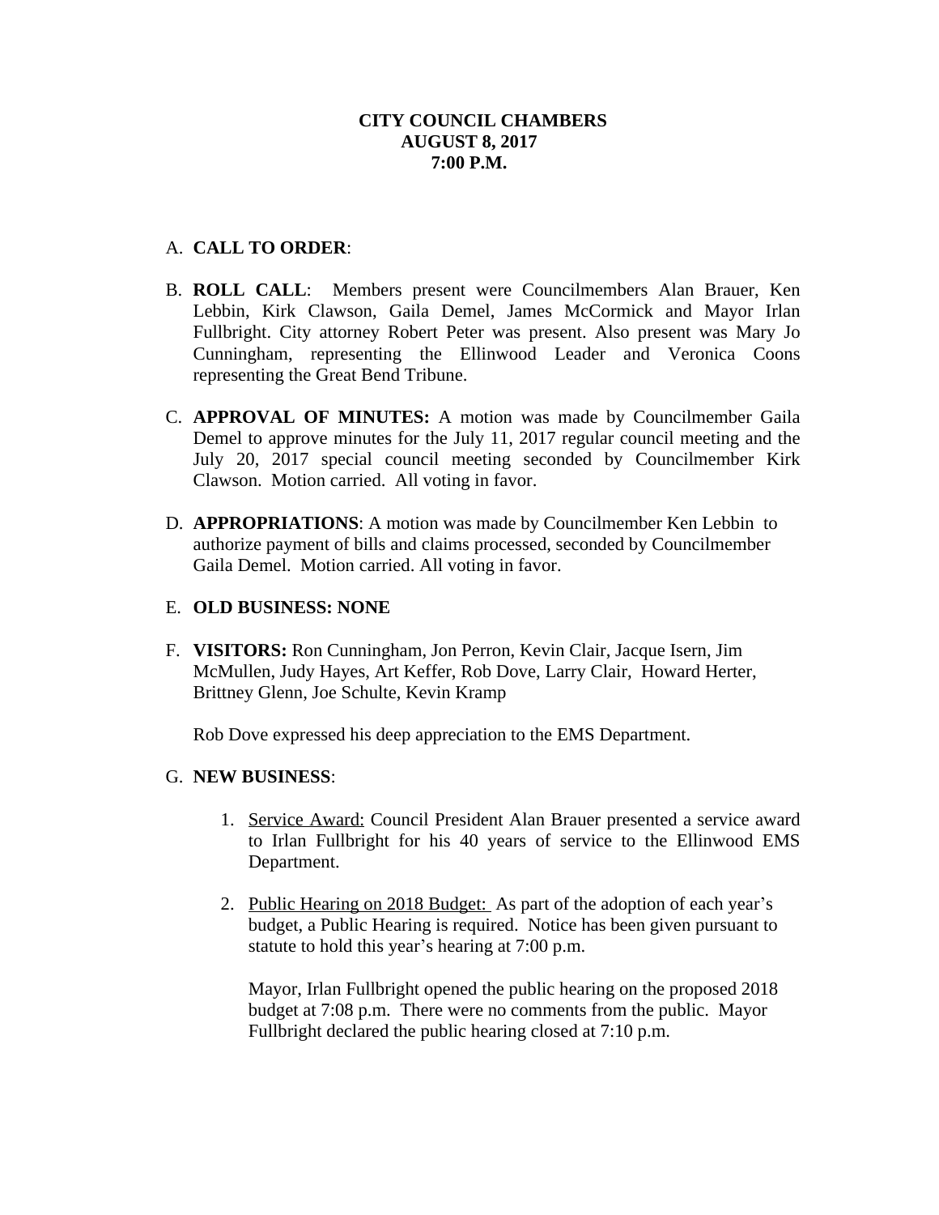**CITY COUNCIL CHAMBERS**
**AUGUST 8, 2017**
**7:00 P.M.**

A. **CALL TO ORDER**:

B. **ROLL CALL**: Members present were Councilmembers Alan Brauer, Ken Lebbin, Kirk Clawson, Gaila Demel, James McCormick and Mayor Irlan Fullbright. City attorney Robert Peter was present. Also present was Mary Jo Cunningham, representing the Ellinwood Leader and Veronica Coons representing the Great Bend Tribune.

C. **APPROVAL OF MINUTES:** A motion was made by Councilmember Gaila Demel to approve minutes for the July 11, 2017 regular council meeting and the July 20, 2017 special council meeting seconded by Councilmember Kirk Clawson. Motion carried. All voting in favor.

D. **APPROPRIATIONS**: A motion was made by Councilmember Ken Lebbin to authorize payment of bills and claims processed, seconded by Councilmember Gaila Demel. Motion carried. All voting in favor.

E. **OLD BUSINESS: NONE**

F. **VISITORS:** Ron Cunningham, Jon Perron, Kevin Clair, Jacque Isern, Jim McMullen, Judy Hayes, Art Keffer, Rob Dove, Larry Clair, Howard Herter, Brittney Glenn, Joe Schulte, Kevin Kramp

   Rob Dove expressed his deep appreciation to the EMS Department.

G. **NEW BUSINESS**:

   1. Service Award: Council President Alan Brauer presented a service award to Irlan Fullbright for his 40 years of service to the Ellinwood EMS Department.

   2. Public Hearing on 2018 Budget: As part of the adoption of each year's budget, a Public Hearing is required. Notice has been given pursuant to statute to hold this year's hearing at 7:00 p.m.

      Mayor, Irlan Fullbright opened the public hearing on the proposed 2018 budget at 7:08 p.m. There were no comments from the public. Mayor Fullbright declared the public hearing closed at 7:10 p.m.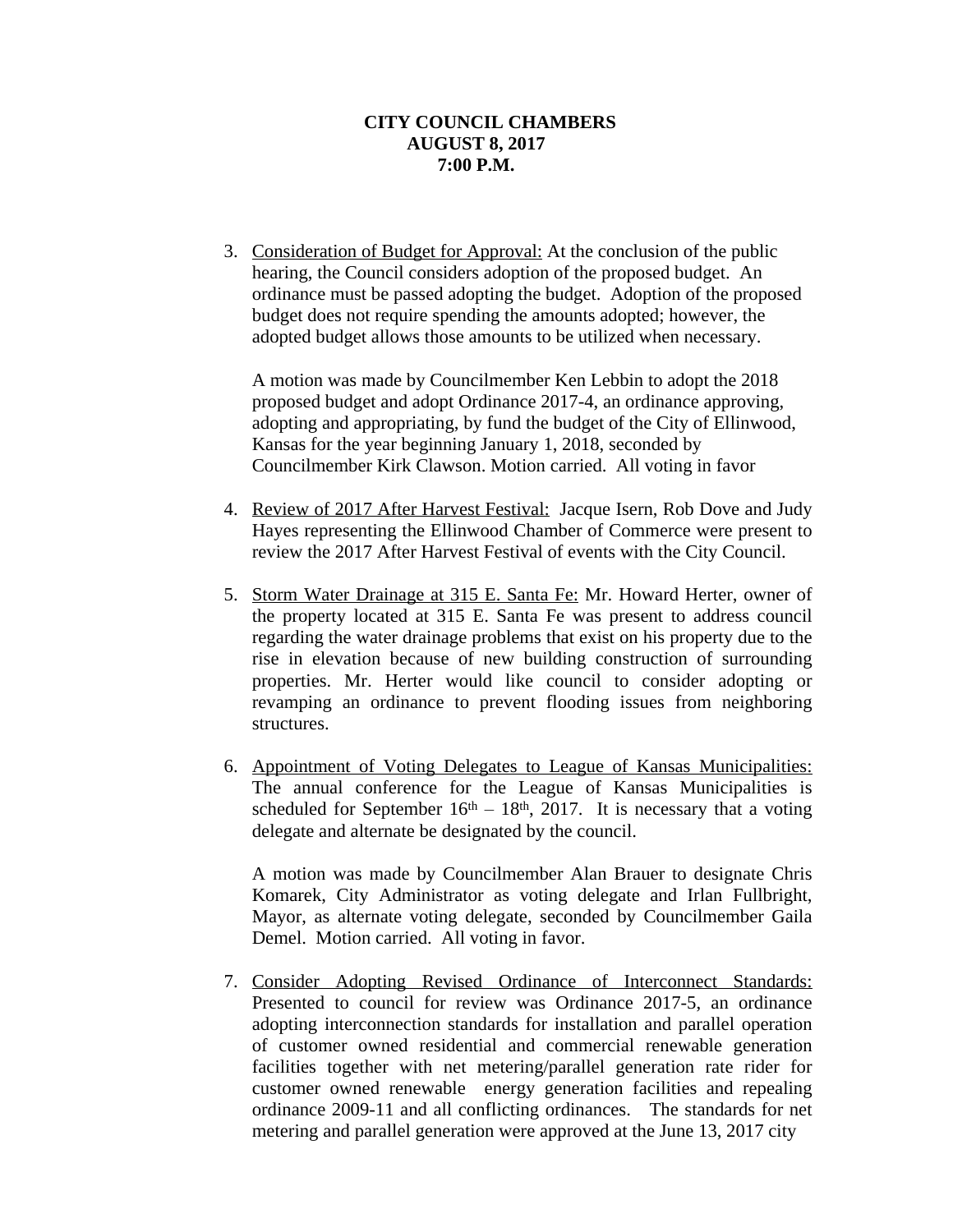**CITY COUNCIL CHAMBERS**
**AUGUST 8, 2017**
**7:00 P.M.**

3. Consideration of Budget for Approval: At the conclusion of the public hearing, the Council considers adoption of the proposed budget. An ordinance must be passed adopting the budget. Adoption of the proposed budget does not require spending the amounts adopted; however, the adopted budget allows those amounts to be utilized when necessary.

   A motion was made by Councilmember Ken Lebbin to adopt the 2018 proposed budget and adopt Ordinance 2017-4, an ordinance approving, adopting and appropriating, by fund the budget of the City of Ellinwood, Kansas for the year beginning January 1, 2018, seconded by Councilmember Kirk Clawson. Motion carried. All voting in favor

4. Review of 2017 After Harvest Festival: Jacque Isern, Rob Dove and Judy Hayes representing the Ellinwood Chamber of Commerce were present to review the 2017 After Harvest Festival of events with the City Council.

5. Storm Water Drainage at 315 E. Santa Fe: Mr. Howard Herter, owner of the property located at 315 E. Santa Fe was present to address council regarding the water drainage problems that exist on his property due to the rise in elevation because of new building construction of surrounding properties. Mr. Herter would like council to consider adopting or revamping an ordinance to prevent flooding issues from neighboring structures.

6. Appointment of Voting Delegates to League of Kansas Municipalities: The annual conference for the League of Kansas Municipalities is scheduled for September 16th – 18th, 2017. It is necessary that a voting delegate and alternate be designated by the council.

   A motion was made by Councilmember Alan Brauer to designate Chris Komarek, City Administrator as voting delegate and Irlan Fullbright, Mayor, as alternate voting delegate, seconded by Councilmember Gaila Demel. Motion carried. All voting in favor.

7. Consider Adopting Revised Ordinance of Interconnect Standards: Presented to council for review was Ordinance 2017-5, an ordinance adopting interconnection standards for installation and parallel operation of customer owned residential and commercial renewable generation facilities together with net metering/parallel generation rate rider for customer owned renewable energy generation facilities and repealing ordinance 2009-11 and all conflicting ordinances. The standards for net metering and parallel generation were approved at the June 13, 2017 city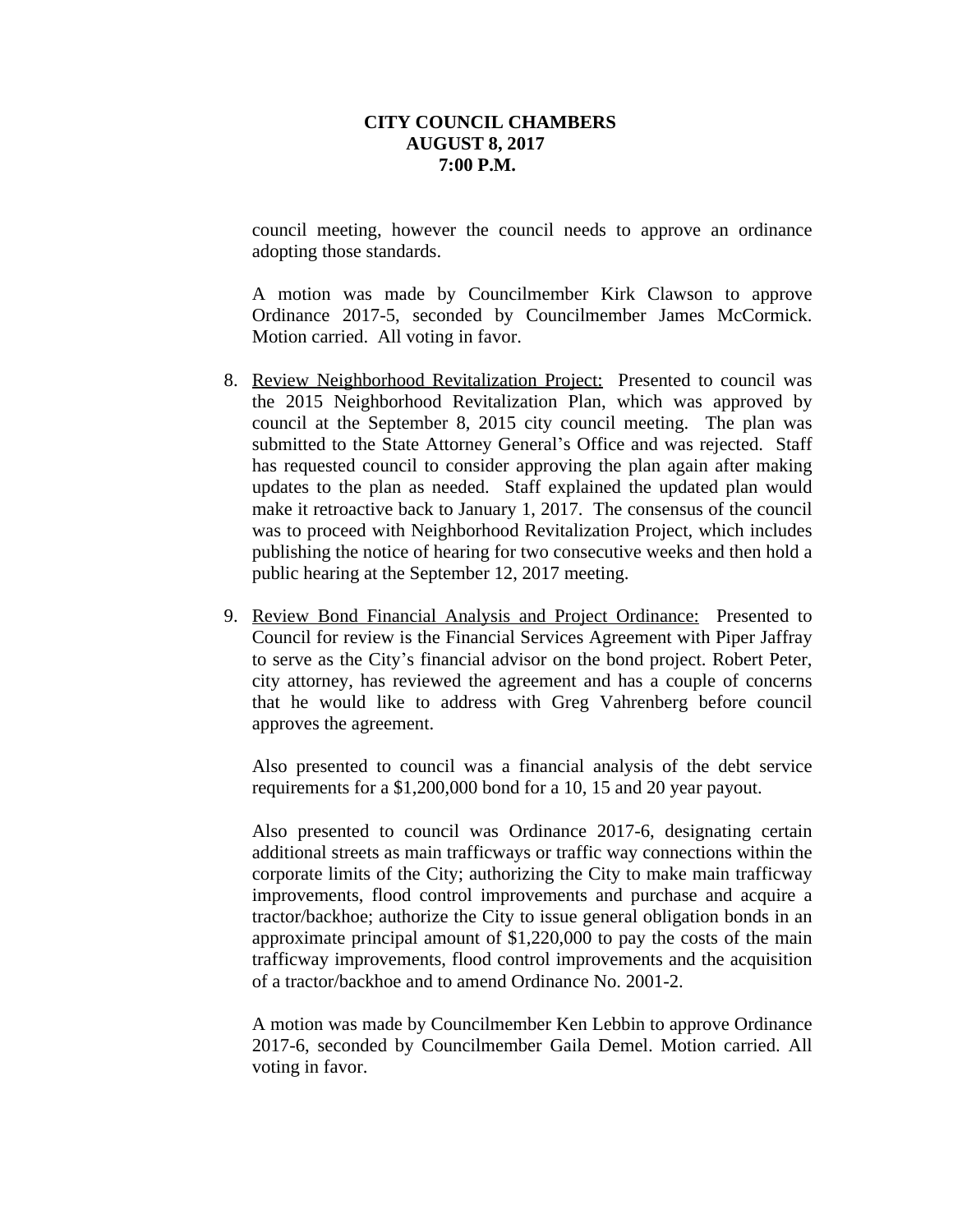council meeting, however the council needs to approve an ordinance adopting those standards.

A motion was made by Councilmember Kirk Clawson to approve Ordinance 2017-5, seconded by Councilmember James McCormick. Motion carried. All voting in favor.

8. Review Neighborhood Revitalization Project: Presented to council was the 2015 Neighborhood Revitalization Plan, which was approved by council at the September 8, 2015 city council meeting. The plan was submitted to the State Attorney General's Office and was rejected. Staff has requested council to consider approving the plan again after making updates to the plan as needed. Staff explained the updated plan would make it retroactive back to January 1, 2017. The consensus of the council was to proceed with Neighborhood Revitalization Project, which includes publishing the notice of hearing for two consecutive weeks and then hold a public hearing at the September 12, 2017 meeting.

9. Review Bond Financial Analysis and Project Ordinance: Presented to Council for review is the Financial Services Agreement with Piper Jaffray to serve as the City's financial advisor on the bond project. Robert Peter, city attorney, has reviewed the agreement and has a couple of concerns that he would like to address with Greg Vahrenberg before council approves the agreement.

   Also presented to council was a financial analysis of the debt service requirements for a $1,200,000 bond for a 10, 15 and 20 year payout.

   Also presented to council was Ordinance 2017-6, designating certain additional streets as main trafficways or traffic way connections within the corporate limits of the City; authorizing the City to make main trafficway improvements, flood control improvements and purchase and acquire a tractor/backhoe; authorize the City to issue general obligation bonds in an approximate principal amount of $1,220,000 to pay the costs of the main trafficway improvements, flood control improvements and the acquisition of a tractor/backhoe and to amend Ordinance No. 2001-2.

   A motion was made by Councilmember Ken Lebbin to approve Ordinance 2017-6, seconded by Councilmember Gaila Demel. Motion carried. All voting in favor.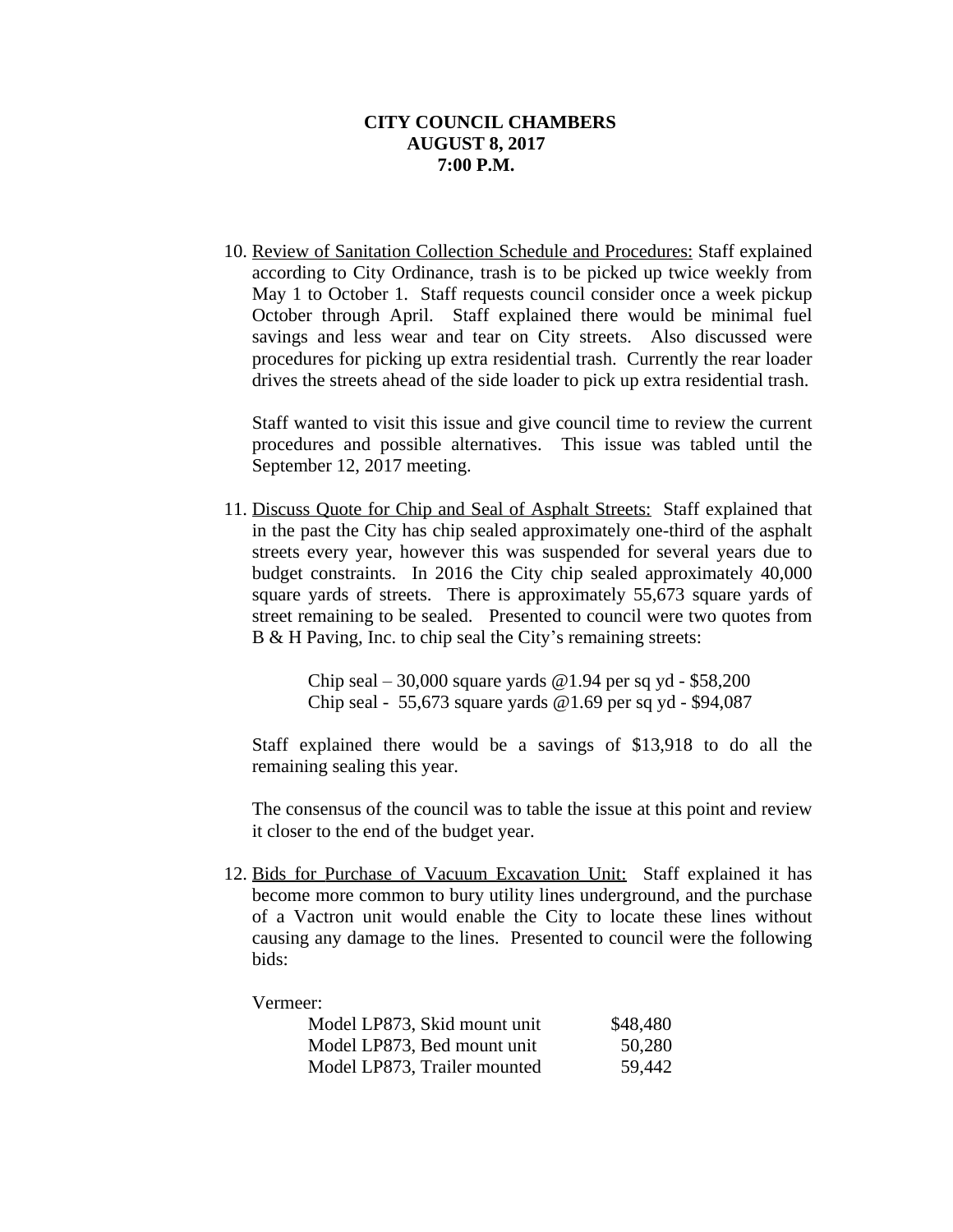**CITY COUNCIL CHAMBERS**
**AUGUST 8, 2017**
**7:00 P.M.**

10. Review of Sanitation Collection Schedule and Procedures: Staff explained according to City Ordinance, trash is to be picked up twice weekly from May 1 to October 1. Staff requests council consider once a week pickup October through April. Staff explained there would be minimal fuel savings and less wear and tear on City streets. Also discussed were procedures for picking up extra residential trash. Currently the rear loader drives the streets ahead of the side loader to pick up extra residential trash.

    Staff wanted to visit this issue and give council time to review the current procedures and possible alternatives. This issue was tabled until the September 12, 2017 meeting.

11. Discuss Quote for Chip and Seal of Asphalt Streets: Staff explained that in the past the City has chip sealed approximately one-third of the asphalt streets every year, however this was suspended for several years due to budget constraints. In 2016 the City chip sealed approximately 40,000 square yards of streets. There is approximately 55,673 square yards of street remaining to be sealed. Presented to council were two quotes from B & H Paving, Inc. to chip seal the City's remaining streets:

    Chip seal – 30,000 square yards @1.94 per sq yd - $58,200
    Chip seal - 55,673 square yards @1.69 per sq yd - $94,087

    Staff explained there would be a savings of $13,918 to do all the remaining sealing this year.

    The consensus of the council was to table the issue at this point and review it closer to the end of the budget year.

12. Bids for Purchase of Vacuum Excavation Unit: Staff explained it has become more common to bury utility lines underground, and the purchase of a Vactron unit would enable the City to locate these lines without causing any damage to the lines. Presented to council were the following bids:

    Vermeer:

    | | |
    |---|---|
    | Model LP873, Skid mount unit | $48,480 |
    | Model LP873, Bed mount unit | 50,280 |
    | Model LP873, Trailer mounted | 59,442 |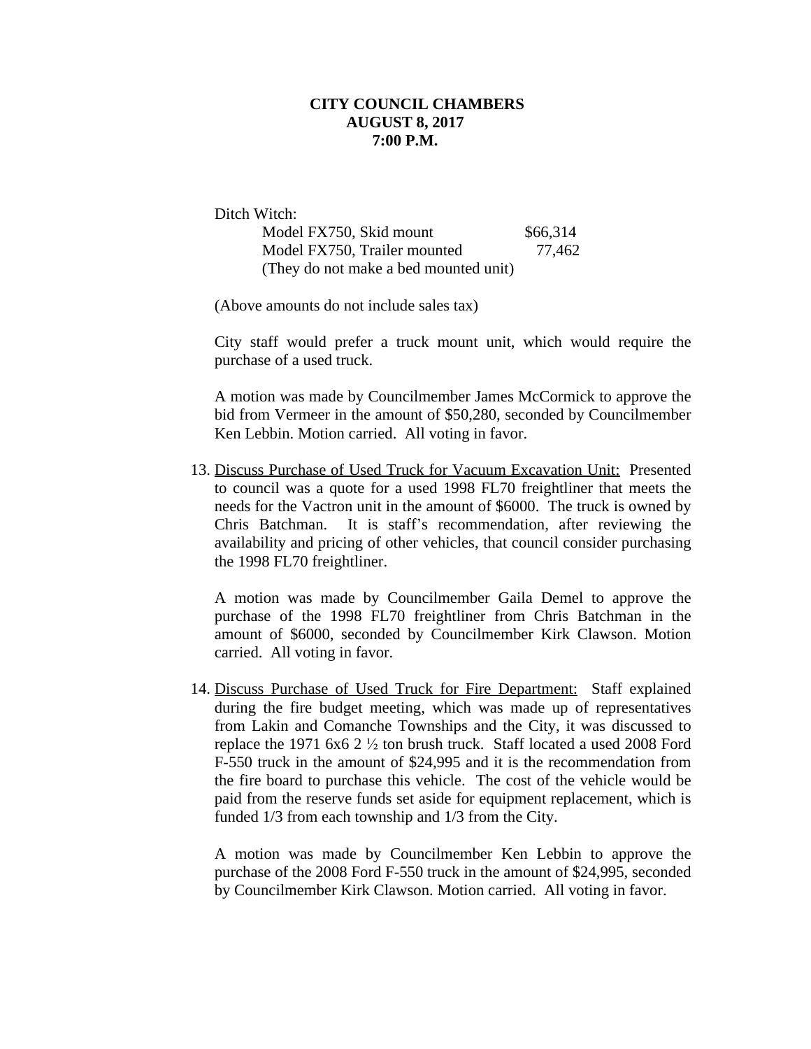**CITY COUNCIL CHAMBERS**
**AUGUST 8, 2017**
**7:00 P.M.**

Ditch Witch:

| | |
|---|---|
| Model FX750, Skid mount | $66,314 |
| Model FX750, Trailer mounted | 77,462 |
| (They do not make a bed mounted unit) | |

(Above amounts do not include sales tax)

City staff would prefer a truck mount unit, which would require the purchase of a used truck.

A motion was made by Councilmember James McCormick to approve the bid from Vermeer in the amount of $50,280, seconded by Councilmember Ken Lebbin. Motion carried. All voting in favor.

13. Discuss Purchase of Used Truck for Vacuum Excavation Unit: Presented to council was a quote for a used 1998 FL70 freightliner that meets the needs for the Vactron unit in the amount of $6000. The truck is owned by Chris Batchman. It is staff's recommendation, after reviewing the availability and pricing of other vehicles, that council consider purchasing the 1998 FL70 freightliner.

    A motion was made by Councilmember Gaila Demel to approve the purchase of the 1998 FL70 freightliner from Chris Batchman in the amount of $6000, seconded by Councilmember Kirk Clawson. Motion carried. All voting in favor.

14. Discuss Purchase of Used Truck for Fire Department: Staff explained during the fire budget meeting, which was made up of representatives from Lakin and Comanche Townships and the City, it was discussed to replace the 1971 6x6 2 ½ ton brush truck. Staff located a used 2008 Ford F-550 truck in the amount of $24,995 and it is the recommendation from the fire board to purchase this vehicle. The cost of the vehicle would be paid from the reserve funds set aside for equipment replacement, which is funded 1/3 from each township and 1/3 from the City.

    A motion was made by Councilmember Ken Lebbin to approve the purchase of the 2008 Ford F-550 truck in the amount of $24,995, seconded by Councilmember Kirk Clawson. Motion carried. All voting in favor.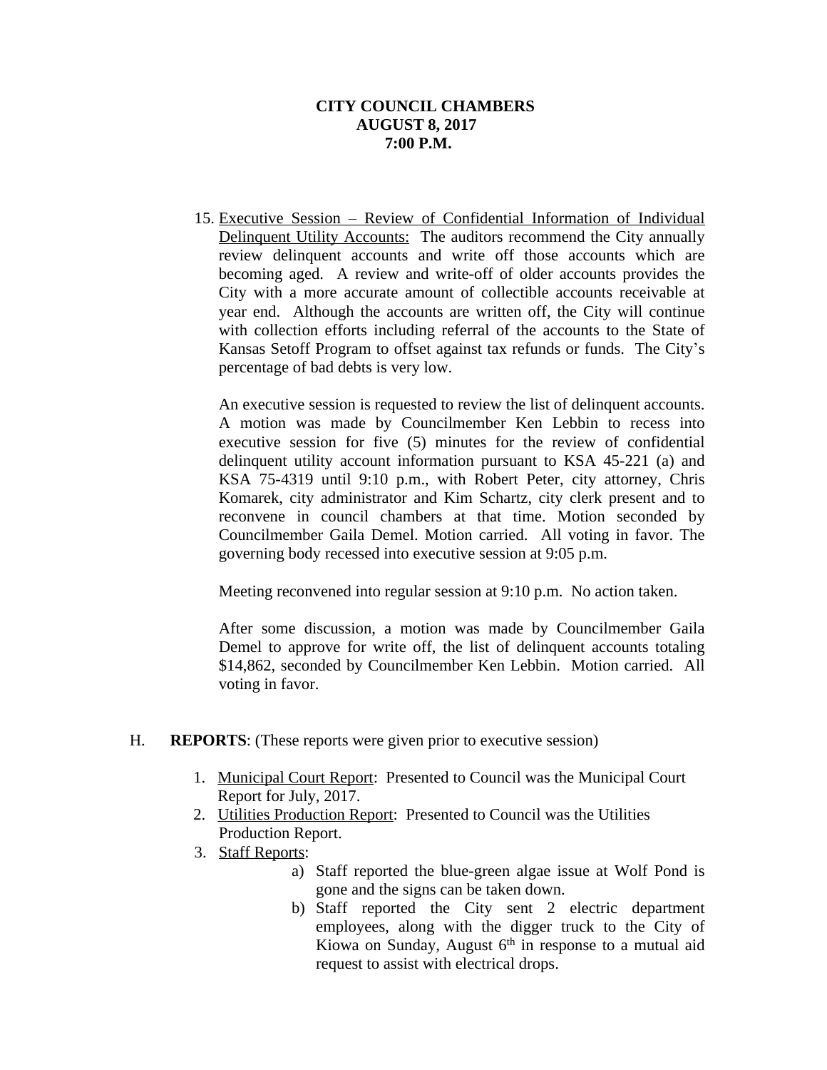**CITY COUNCIL CHAMBERS**
**AUGUST 8, 2017**
**7:00 P.M.**

15. Executive Session – Review of Confidential Information of Individual Delinquent Utility Accounts: The auditors recommend the City annually review delinquent accounts and write off those accounts which are becoming aged. A review and write-off of older accounts provides the City with a more accurate amount of collectible accounts receivable at year end. Although the accounts are written off, the City will continue with collection efforts including referral of the accounts to the State of Kansas Setoff Program to offset against tax refunds or funds. The City's percentage of bad debts is very low.

    An executive session is requested to review the list of delinquent accounts. A motion was made by Councilmember Ken Lebbin to recess into executive session for five (5) minutes for the review of confidential delinquent utility account information pursuant to KSA 45-221 (a) and KSA 75-4319 until 9:10 p.m., with Robert Peter, city attorney, Chris Komarek, city administrator and Kim Schartz, city clerk present and to reconvene in council chambers at that time. Motion seconded by Councilmember Gaila Demel. Motion carried. All voting in favor. The governing body recessed into executive session at 9:05 p.m.

    Meeting reconvened into regular session at 9:10 p.m. No action taken.

    After some discussion, a motion was made by Councilmember Gaila Demel to approve for write off, the list of delinquent accounts totaling $14,862, seconded by Councilmember Ken Lebbin. Motion carried. All voting in favor.

H. **REPORTS**: (These reports were given prior to executive session)

1. Municipal Court Report: Presented to Council was the Municipal Court Report for July, 2017.
2. Utilities Production Report: Presented to Council was the Utilities Production Report.
3. Staff Reports:
    a) Staff reported the blue-green algae issue at Wolf Pond is gone and the signs can be taken down.
    b) Staff reported the City sent 2 electric department employees, along with the digger truck to the City of Kiowa on Sunday, August 6th in response to a mutual aid request to assist with electrical drops.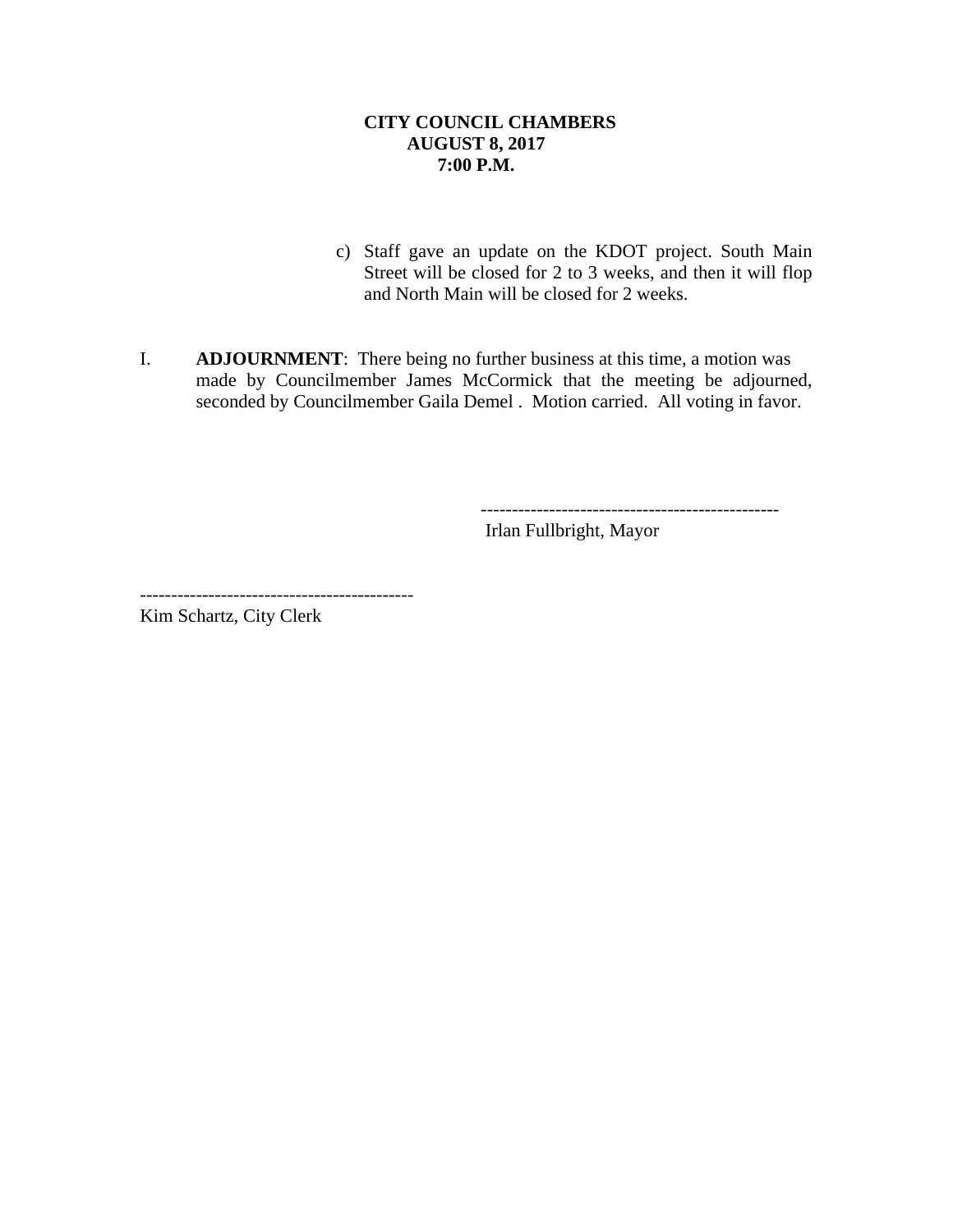**CITY COUNCIL CHAMBERS**
**AUGUST 8, 2017**
**7:00 P.M.**

c) Staff gave an update on the KDOT project. South Main Street will be closed for 2 to 3 weeks, and then it will flop and North Main will be closed for 2 weeks.

I. **ADJOURNMENT**: There being no further business at this time, a motion was made by Councilmember James McCormick that the meeting be adjourned, seconded by Councilmember Gaila Demel . Motion carried. All voting in favor.

------------------------------------------------
Irlan Fullbright, Mayor

--------------------------------------------
Kim Schartz, City Clerk